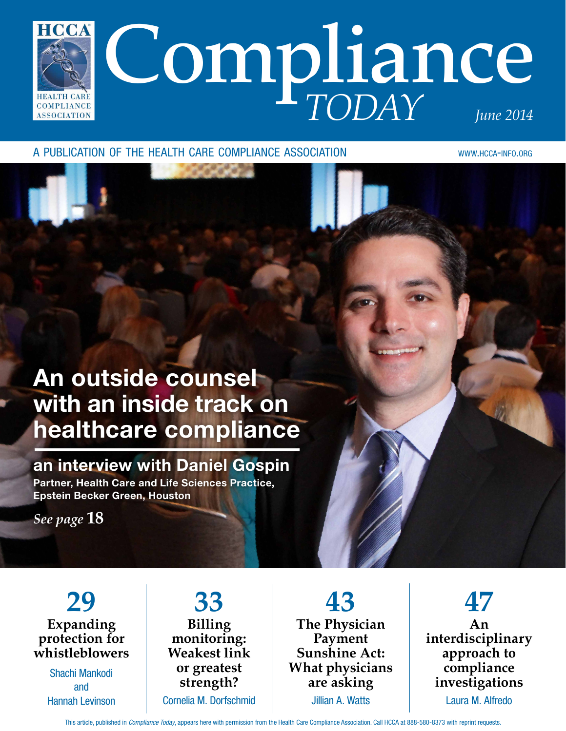# Compliance *TODAY*

*June 2014*

A PUBLICATION OF THE HEALTH CARE COMPLIANCE ASSOCIATION

WWW.HCCA-INFO.ORG

## An outside counsel with an inside track on healthcare compliance

### an interview with Daniel Gospin

**Partner, Health Care and Life Sciences Practice, Epstein Becker Green, Houston**

*See page* **18**

**29**
**Expanding protection for whistleblowers**
Shachi Mankodi and Hannah Levinson

**33**
**Billing monitoring: Weakest link or greatest strength?**
Cornelia M. Dorfschmid

**43**
**The Physician Payment Sunshine Act: What physicians are asking**
Jillian A. Watts

**47**
**An interdisciplinary approach to compliance investigations**
Laura M. Alfredo

This article, published in *Compliance Today*, appears here with permission from the Health Care Compliance Association. Call HCCA at 888-580-8373 with reprint requests.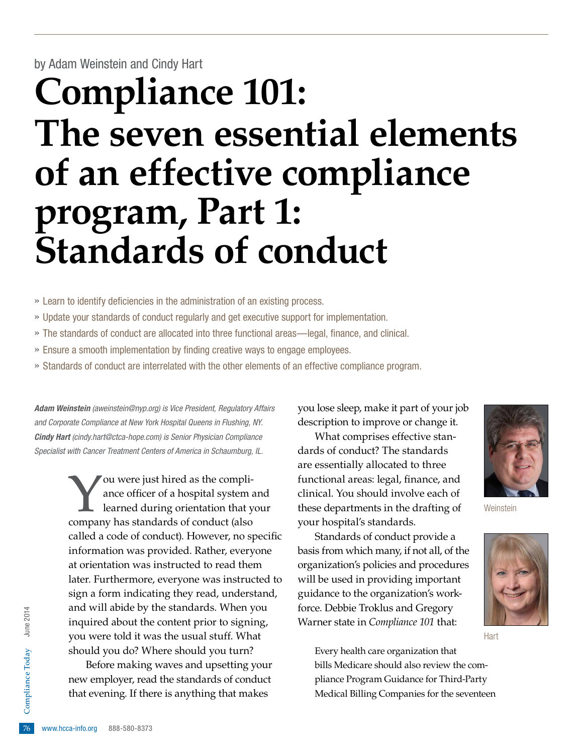by Adam Weinstein and Cindy Hart

# Compliance 101: The seven essential elements of an effective compliance program, Part 1: Standards of conduct

- » Learn to identify deficiencies in the administration of an existing process.
- » Update your standards of conduct regularly and get executive support for implementation.
- » The standards of conduct are allocated into three functional areas—legal, finance, and clinical.
- » Ensure a smooth implementation by finding creative ways to engage employees.
- » Standards of conduct are interrelated with the other elements of an effective compliance program.

***Adam Weinstein** (aweinstein@nyp.org) is Vice President, Regulatory Affairs and Corporate Compliance at New York Hospital Queens in Flushing, NY.* ***Cindy Hart** (cindy.hart@ctca-hope.com) is Senior Physician Compliance Specialist with Cancer Treatment Centers of America in Schaumburg, IL.*

You were just hired as the compliance officer of a hospital system and learned during orientation that your company has standards of conduct (also called a code of conduct). However, no specific information was provided. Rather, everyone at orientation was instructed to read them later. Furthermore, everyone was instructed to sign a form indicating they read, understand, and will abide by the standards. When you inquired about the content prior to signing, you were told it was the usual stuff. What should you do? Where should you turn?

Before making waves and upsetting your new employer, read the standards of conduct that evening. If there is anything that makes you lose sleep, make it part of your job description to improve or change it.

What comprises effective standards of conduct? The standards are essentially allocated to three functional areas: legal, finance, and clinical. You should involve each of these departments in the drafting of your hospital's standards.

Standards of conduct provide a basis from which many, if not all, of the organization's policies and procedures will be used in providing important guidance to the organization's workforce. Debbie Troklus and Gregory Warner state in *Compliance 101* that:

> Every health care organization that bills Medicare should also review the compliance Program Guidance for Third-Party Medical Billing Companies for the seventeen

Weinstein

Hart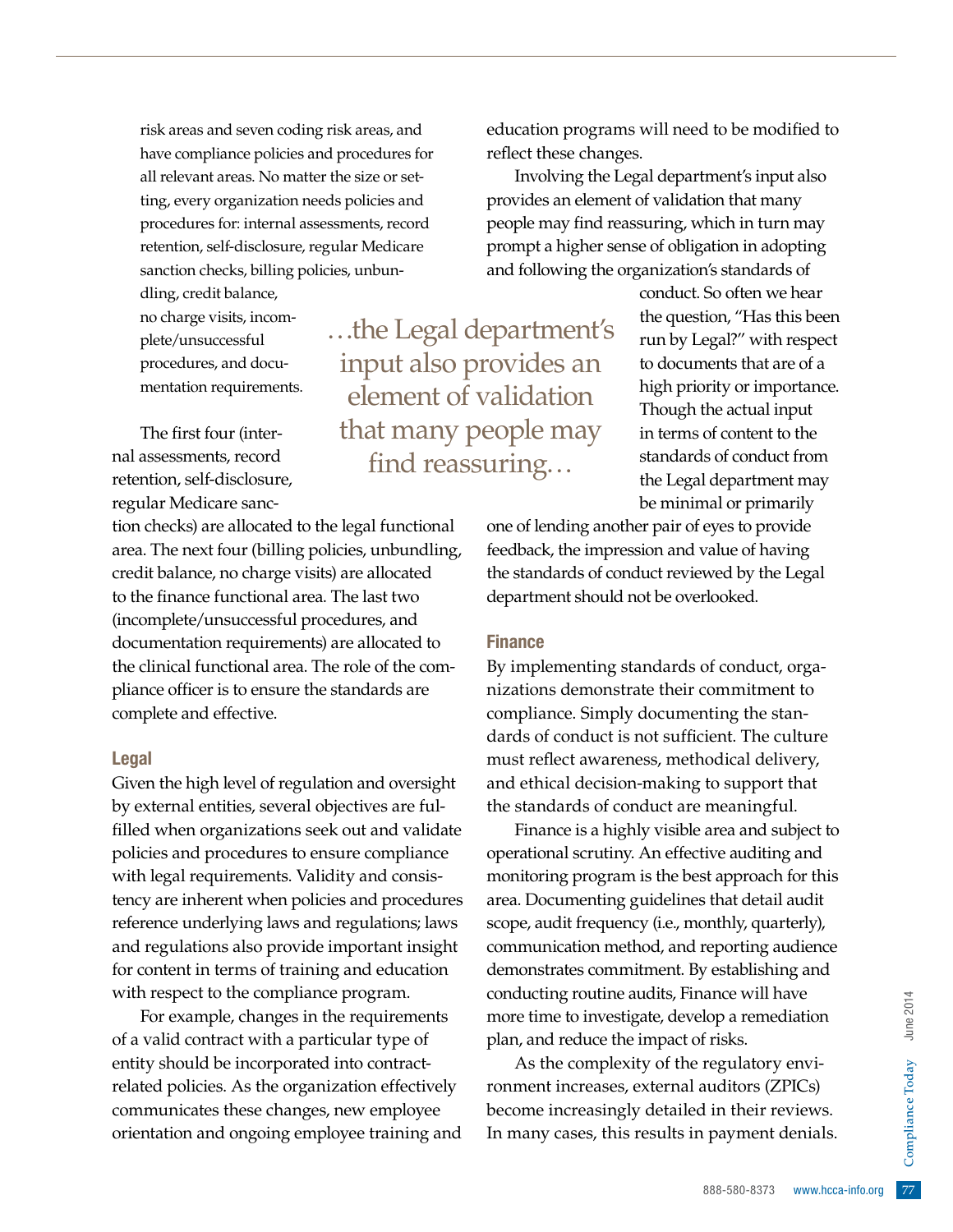risk areas and seven coding risk areas, and have compliance policies and procedures for all relevant areas. No matter the size or setting, every organization needs policies and procedures for: internal assessments, record retention, self-disclosure, regular Medicare sanction checks, billing policies, unbundling, credit balance, no charge visits, incomplete/unsuccessful procedures, and documentation requirements.

The first four (internal assessments, record retention, self-disclosure, regular Medicare sanction checks) are allocated to the legal functional area. The next four (billing policies, unbundling, credit balance, no charge visits) are allocated to the finance functional area. The last two (incomplete/unsuccessful procedures, and documentation requirements) are allocated to the clinical functional area. The role of the compliance officer is to ensure the standards are complete and effective.

### Legal

Given the high level of regulation and oversight by external entities, several objectives are fulfilled when organizations seek out and validate policies and procedures to ensure compliance with legal requirements. Validity and consistency are inherent when policies and procedures reference underlying laws and regulations; laws and regulations also provide important insight for content in terms of training and education with respect to the compliance program.

For example, changes in the requirements of a valid contract with a particular type of entity should be incorporated into contract-related policies. As the organization effectively communicates these changes, new employee orientation and ongoing employee training and education programs will need to be modified to reflect these changes.

Involving the Legal department's input also provides an element of validation that many people may find reassuring, which in turn may prompt a higher sense of obligation in adopting and following the organization's standards of conduct. So often we hear the question, "Has this been run by Legal?" with respect to documents that are of a high priority or importance. Though the actual input in terms of content to the standards of conduct from the Legal department may be minimal or primarily one of lending another pair of eyes to provide feedback, the impression and value of having the standards of conduct reviewed by the Legal department should not be overlooked.

> …the Legal department's input also provides an element of validation that many people may find reassuring…

### Finance

By implementing standards of conduct, organizations demonstrate their commitment to compliance. Simply documenting the standards of conduct is not sufficient. The culture must reflect awareness, methodical delivery, and ethical decision-making to support that the standards of conduct are meaningful.

Finance is a highly visible area and subject to operational scrutiny. An effective auditing and monitoring program is the best approach for this area. Documenting guidelines that detail audit scope, audit frequency (i.e., monthly, quarterly), communication method, and reporting audience demonstrates commitment. By establishing and conducting routine audits, Finance will have more time to investigate, develop a remediation plan, and reduce the impact of risks.

As the complexity of the regulatory environment increases, external auditors (ZPICs) become increasingly detailed in their reviews. In many cases, this results in payment denials.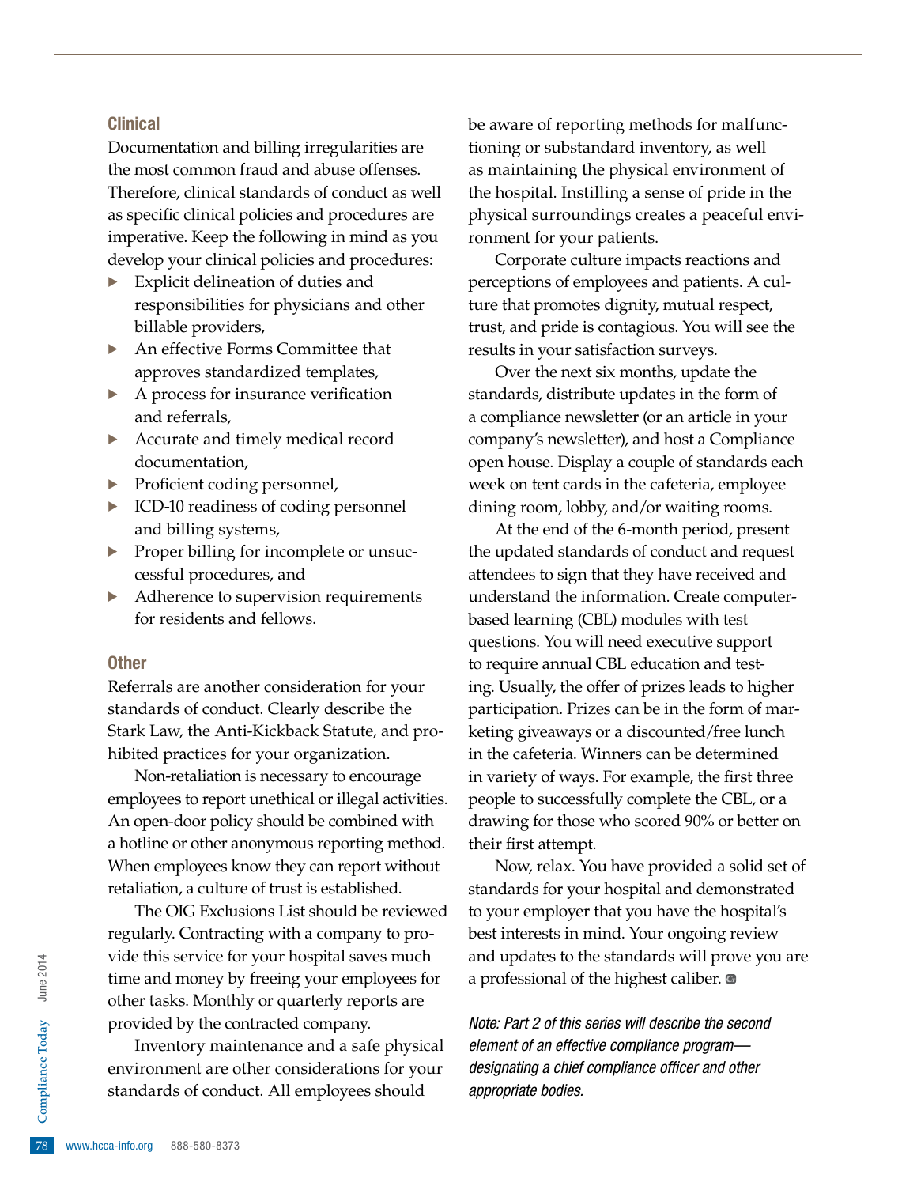### Clinical

Documentation and billing irregularities are the most common fraud and abuse offenses. Therefore, clinical standards of conduct as well as specific clinical policies and procedures are imperative. Keep the following in mind as you develop your clinical policies and procedures:

- Explicit delineation of duties and responsibilities for physicians and other billable providers,
- An effective Forms Committee that approves standardized templates,
- A process for insurance verification and referrals,
- Accurate and timely medical record documentation,
- Proficient coding personnel,
- ICD-10 readiness of coding personnel and billing systems,
- Proper billing for incomplete or unsuccessful procedures, and
- Adherence to supervision requirements for residents and fellows.

### Other

Referrals are another consideration for your standards of conduct. Clearly describe the Stark Law, the Anti-Kickback Statute, and prohibited practices for your organization.

Non-retaliation is necessary to encourage employees to report unethical or illegal activities. An open-door policy should be combined with a hotline or other anonymous reporting method. When employees know they can report without retaliation, a culture of trust is established.

The OIG Exclusions List should be reviewed regularly. Contracting with a company to provide this service for your hospital saves much time and money by freeing your employees for other tasks. Monthly or quarterly reports are provided by the contracted company.

Inventory maintenance and a safe physical environment are other considerations for your standards of conduct. All employees should be aware of reporting methods for malfunctioning or substandard inventory, as well as maintaining the physical environment of the hospital. Instilling a sense of pride in the physical surroundings creates a peaceful environment for your patients.

Corporate culture impacts reactions and perceptions of employees and patients. A culture that promotes dignity, mutual respect, trust, and pride is contagious. You will see the results in your satisfaction surveys.

Over the next six months, update the standards, distribute updates in the form of a compliance newsletter (or an article in your company's newsletter), and host a Compliance open house. Display a couple of standards each week on tent cards in the cafeteria, employee dining room, lobby, and/or waiting rooms.

At the end of the 6-month period, present the updated standards of conduct and request attendees to sign that they have received and understand the information. Create computer-based learning (CBL) modules with test questions. You will need executive support to require annual CBL education and testing. Usually, the offer of prizes leads to higher participation. Prizes can be in the form of marketing giveaways or a discounted/free lunch in the cafeteria. Winners can be determined in variety of ways. For example, the first three people to successfully complete the CBL, or a drawing for those who scored 90% or better on their first attempt.

Now, relax. You have provided a solid set of standards for your hospital and demonstrated to your employer that you have the hospital's best interests in mind. Your ongoing review and updates to the standards will prove you are a professional of the highest caliber.

*Note: Part 2 of this series will describe the second element of an effective compliance program—designating a chief compliance officer and other appropriate bodies.*